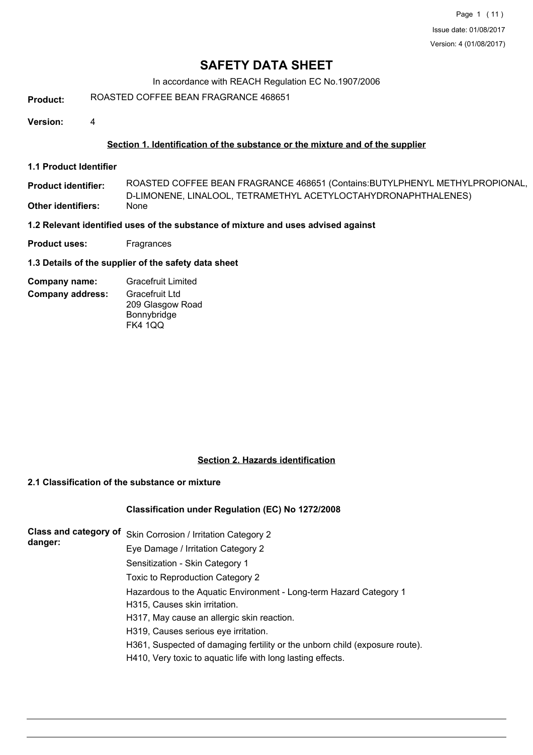# SAFETY DATA SHEET

In accordance with REACH Regulation EC No.1907/2006

**Product:** ROASTED COFFEE BEAN FRAGRANCE 468651

**Version:** 4

## Section 1. Identification of the substance or the mixture and of the supplier

### 1.1 Product Identifier

**Product identifier:** ROASTED COFFEE BEAN FRAGRANCE 468651 (Contains:BUTYLPHENYL METHYLPROPIONAL, D-LIMONENE, LINALOOL, TETRAMETHYL ACETYLOCTAHYDRONAPHTHALENES)

**Other identifiers:** None

### 1.2 Relevant identified uses of the substance of mixture and uses advised against

**Product uses:** Fragrances

### 1.3 Details of the supplier of the safety data sheet

**Company name:** Gracefruit Limited

**Company address:** Gracefruit Ltd
209 Glasgow Road
Bonnybridge
FK4 1QQ

## Section 2. Hazards identification

### 2.1 Classification of the substance or mixture

**Classification under Regulation (EC) No 1272/2008**

**Class and category of danger:**

Skin Corrosion / Irritation Category 2
Eye Damage / Irritation Category 2
Sensitization - Skin Category 1
Toxic to Reproduction Category 2
Hazardous to the Aquatic Environment - Long-term Hazard Category 1
H315, Causes skin irritation.
H317, May cause an allergic skin reaction.
H319, Causes serious eye irritation.
H361, Suspected of damaging fertility or the unborn child (exposure route).
H410, Very toxic to aquatic life with long lasting effects.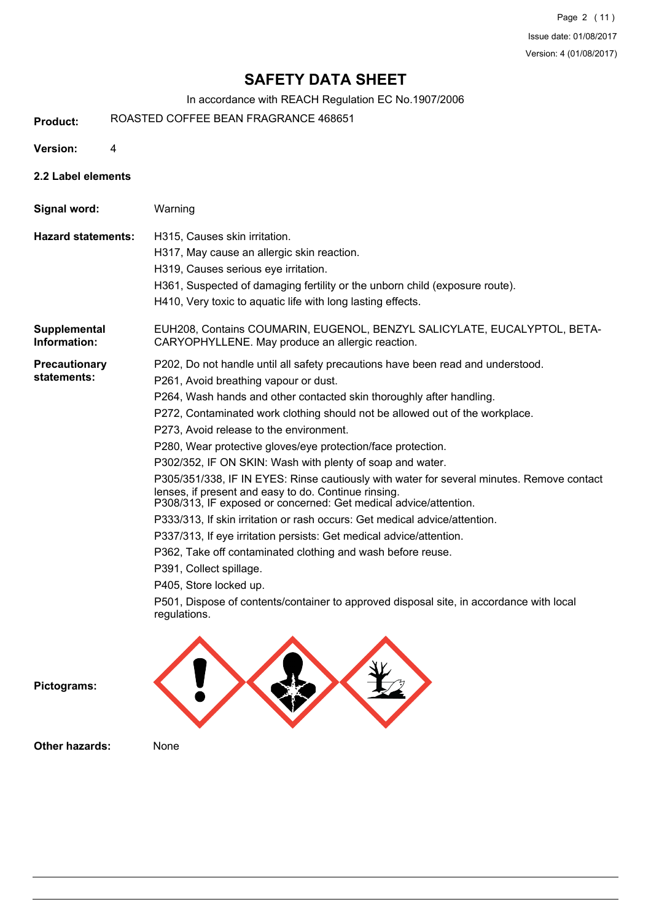# SAFETY DATA SHEET

In accordance with REACH Regulation EC No.1907/2006

**Product:** ROASTED COFFEE BEAN FRAGRANCE 468651

**Version:** 4

## 2.2 Label elements

**Signal word:** Warning

**Hazard statements:**

H315, Causes skin irritation.
H317, May cause an allergic skin reaction.
H319, Causes serious eye irritation.
H361, Suspected of damaging fertility or the unborn child (exposure route).
H410, Very toxic to aquatic life with long lasting effects.

**Supplemental Information:** EUH208, Contains COUMARIN, EUGENOL, BENZYL SALICYLATE, EUCALYPTOL, BETA-CARYOPHYLLENE. May produce an allergic reaction.

**Precautionary statements:**

P202, Do not handle until all safety precautions have been read and understood.
P261, Avoid breathing vapour or dust.
P264, Wash hands and other contacted skin thoroughly after handling.
P272, Contaminated work clothing should not be allowed out of the workplace.
P273, Avoid release to the environment.
P280, Wear protective gloves/eye protection/face protection.
P302/352, IF ON SKIN: Wash with plenty of soap and water.
P305/351/338, IF IN EYES: Rinse cautiously with water for several minutes. Remove contact lenses, if present and easy to do. Continue rinsing.
P308/313, IF exposed or concerned: Get medical advice/attention.
P333/313, If skin irritation or rash occurs: Get medical advice/attention.
P337/313, If eye irritation persists: Get medical advice/attention.
P362, Take off contaminated clothing and wash before reuse.
P391, Collect spillage.
P405, Store locked up.
P501, Dispose of contents/container to approved disposal site, in accordance with local regulations.

**Pictograms:**

**Other hazards:** None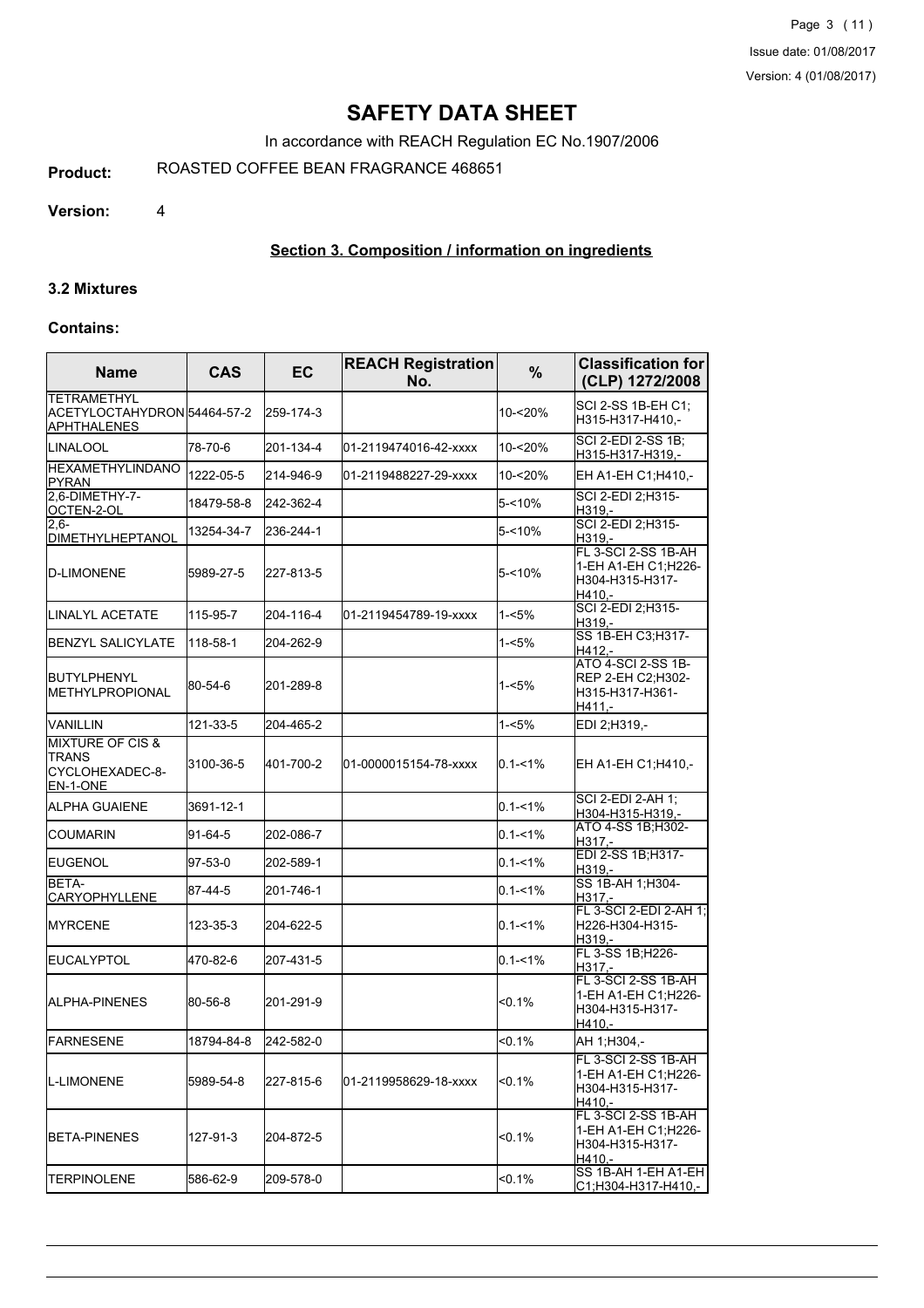# SAFETY DATA SHEET

In accordance with REACH Regulation EC No.1907/2006

**Product:** ROASTED COFFEE BEAN FRAGRANCE 468651

**Version:** 4

## Section 3. Composition / information on ingredients

### 3.2 Mixtures

#### Contains:

| Name | CAS | EC | REACH Registration No. | % | Classification for (CLP) 1272/2008 |
|---|---|---|---|---|---|
| TETRAMETHYL ACETYLOCTAHYDRONAPHTHALENES | 54464-57-2 | 259-174-3 | | 10-<20% | SCI 2-SS 1B-EH C1; H315-H317-H410,- |
| LINALOOL | 78-70-6 | 201-134-4 | 01-2119474016-42-xxxx | 10-<20% | SCI 2-EDI 2-SS 1B; H315-H317-H319,- |
| HEXAMETHYLINDANOPYRAN | 1222-05-5 | 214-946-9 | 01-2119488227-29-xxxx | 10-<20% | EH A1-EH C1;H410,- |
| 2,6-DIMETHY-7-OCTEN-2-OL | 18479-58-8 | 242-362-4 | | 5-<10% | SCI 2-EDI 2;H315-H319,- |
| 2,6-DIMETHYLHEPTANOL | 13254-34-7 | 236-244-1 | | 5-<10% | SCI 2-EDI 2;H315-H319,- |
| D-LIMONENE | 5989-27-5 | 227-813-5 | | 5-<10% | FL 3-SCI 2-SS 1B-AH 1-EH A1-EH C1;H226-H304-H315-H317-H410,- |
| LINALYL ACETATE | 115-95-7 | 204-116-4 | 01-2119454789-19-xxxx | 1-<5% | SCI 2-EDI 2;H315-H319,- |
| BENZYL SALICYLATE | 118-58-1 | 204-262-9 | | 1-<5% | SS 1B-EH C3;H317-H412,- |
| BUTYLPHENYL METHYLPROPIONAL | 80-54-6 | 201-289-8 | | 1-<5% | ATO 4-SCI 2-SS 1B-REP 2-EH C2;H302-H315-H317-H361-H411,- |
| VANILLIN | 121-33-5 | 204-465-2 | | 1-<5% | EDI 2;H319,- |
| MIXTURE OF CIS & TRANS CYCLOHEXADEC-8-EN-1-ONE | 3100-36-5 | 401-700-2 | 01-0000015154-78-xxxx | 0.1-<1% | EH A1-EH C1;H410,- |
| ALPHA GUAIENE | 3691-12-1 | | | 0.1-<1% | SCI 2-EDI 2-AH 1; H304-H315-H319,- |
| COUMARIN | 91-64-5 | 202-086-7 | | 0.1-<1% | ATO 4-SS 1B;H302-H317,- |
| EUGENOL | 97-53-0 | 202-589-1 | | 0.1-<1% | EDI 2-SS 1B;H317-H319,- |
| BETA-CARYOPHYLLENE | 87-44-5 | 201-746-1 | | 0.1-<1% | SS 1B-AH 1;H304-H317,- |
| MYRCENE | 123-35-3 | 204-622-5 | | 0.1-<1% | FL 3-SCI 2-EDI 2-AH 1; H226-H304-H315-H319,- |
| EUCALYPTOL | 470-82-6 | 207-431-5 | | 0.1-<1% | FL 3-SS 1B;H226-H317,- |
| ALPHA-PINENES | 80-56-8 | 201-291-9 | | <0.1% | FL 3-SCI 2-SS 1B-AH 1-EH A1-EH C1;H226-H304-H315-H317-H410,- |
| FARNESENE | 18794-84-8 | 242-582-0 | | <0.1% | AH 1;H304,- |
| L-LIMONENE | 5989-54-8 | 227-815-6 | 01-2119958629-18-xxxx | <0.1% | FL 3-SCI 2-SS 1B-AH 1-EH A1-EH C1;H226-H304-H315-H317-H410,- |
| BETA-PINENES | 127-91-3 | 204-872-5 | | <0.1% | FL 3-SCI 2-SS 1B-AH 1-EH A1-EH C1;H226-H304-H315-H317-H410,- |
| TERPINOLENE | 586-62-9 | 209-578-0 | | <0.1% | SS 1B-AH 1-EH A1-EH C1;H304-H317-H410,- |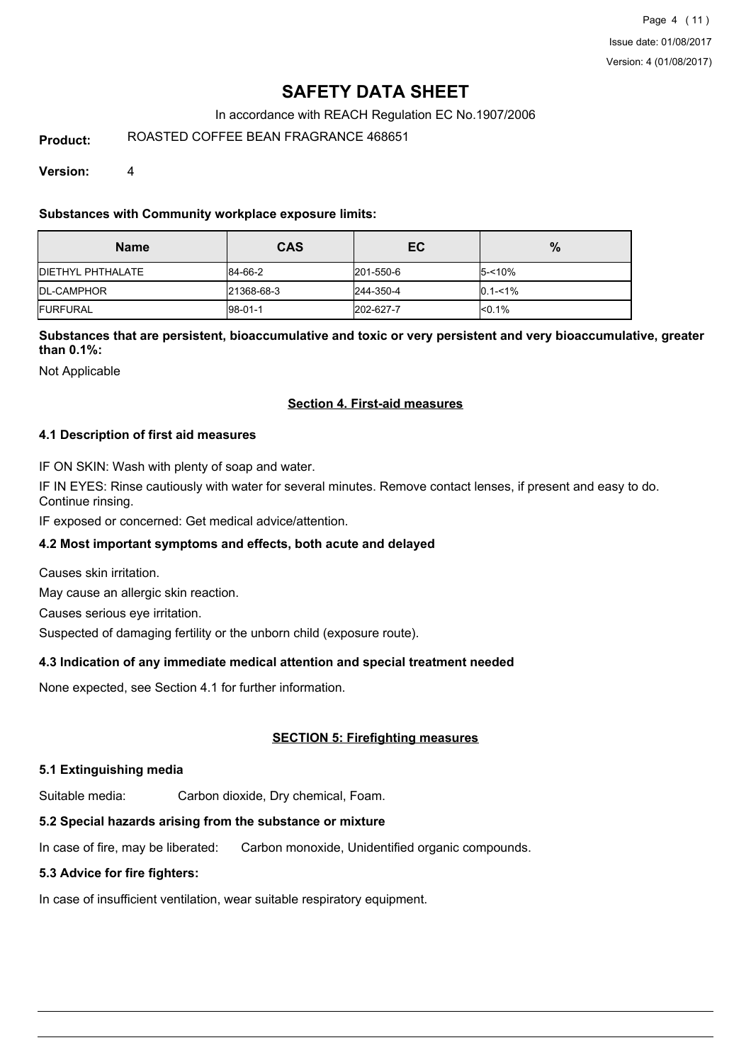# SAFETY DATA SHEET

In accordance with REACH Regulation EC No.1907/2006

**Product:** ROASTED COFFEE BEAN FRAGRANCE 468651

**Version:** 4

**Substances with Community workplace exposure limits:**

| Name | CAS | EC | % |
|---|---|---|---|
| DIETHYL PHTHALATE | 84-66-2 | 201-550-6 | 5-<10% |
| DL-CAMPHOR | 21368-68-3 | 244-350-4 | 0.1-<1% |
| FURFURAL | 98-01-1 | 202-627-7 | <0.1% |

**Substances that are persistent, bioaccumulative and toxic or very persistent and very bioaccumulative, greater than 0.1%:**

Not Applicable

## Section 4. First-aid measures

### 4.1 Description of first aid measures

IF ON SKIN: Wash with plenty of soap and water.

IF IN EYES: Rinse cautiously with water for several minutes. Remove contact lenses, if present and easy to do. Continue rinsing.

IF exposed or concerned: Get medical advice/attention.

### 4.2 Most important symptoms and effects, both acute and delayed

Causes skin irritation.

May cause an allergic skin reaction.

Causes serious eye irritation.

Suspected of damaging fertility or the unborn child (exposure route).

### 4.3 Indication of any immediate medical attention and special treatment needed

None expected, see Section 4.1 for further information.

## SECTION 5: Firefighting measures

### 5.1 Extinguishing media

Suitable media: Carbon dioxide, Dry chemical, Foam.

### 5.2 Special hazards arising from the substance or mixture

In case of fire, may be liberated: Carbon monoxide, Unidentified organic compounds.

### 5.3 Advice for fire fighters:

In case of insufficient ventilation, wear suitable respiratory equipment.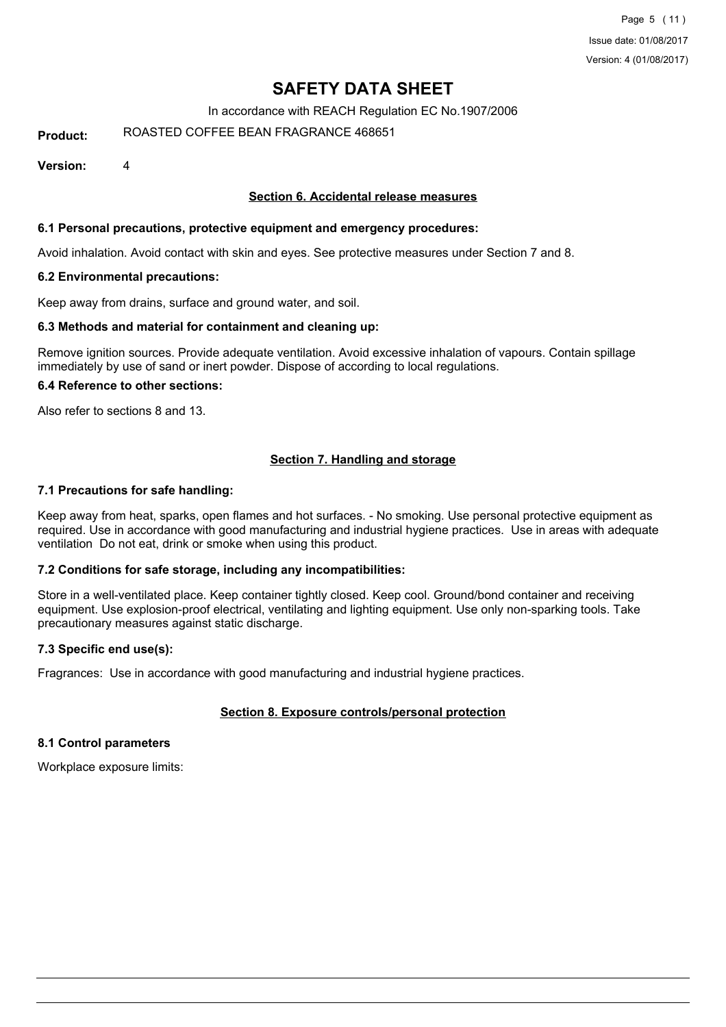# SAFETY DATA SHEET

In accordance with REACH Regulation EC No.1907/2006

**Product:** ROASTED COFFEE BEAN FRAGRANCE 468651

**Version:** 4

## Section 6. Accidental release measures

### 6.1 Personal precautions, protective equipment and emergency procedures:

Avoid inhalation. Avoid contact with skin and eyes. See protective measures under Section 7 and 8.

### 6.2 Environmental precautions:

Keep away from drains, surface and ground water, and soil.

### 6.3 Methods and material for containment and cleaning up:

Remove ignition sources. Provide adequate ventilation. Avoid excessive inhalation of vapours. Contain spillage immediately by use of sand or inert powder. Dispose of according to local regulations.

### 6.4 Reference to other sections:

Also refer to sections 8 and 13.

## Section 7. Handling and storage

### 7.1 Precautions for safe handling:

Keep away from heat, sparks, open flames and hot surfaces. - No smoking. Use personal protective equipment as required. Use in accordance with good manufacturing and industrial hygiene practices. Use in areas with adequate ventilation Do not eat, drink or smoke when using this product.

### 7.2 Conditions for safe storage, including any incompatibilities:

Store in a well-ventilated place. Keep container tightly closed. Keep cool. Ground/bond container and receiving equipment. Use explosion-proof electrical, ventilating and lighting equipment. Use only non-sparking tools. Take precautionary measures against static discharge.

### 7.3 Specific end use(s):

Fragrances: Use in accordance with good manufacturing and industrial hygiene practices.

## Section 8. Exposure controls/personal protection

### 8.1 Control parameters

Workplace exposure limits: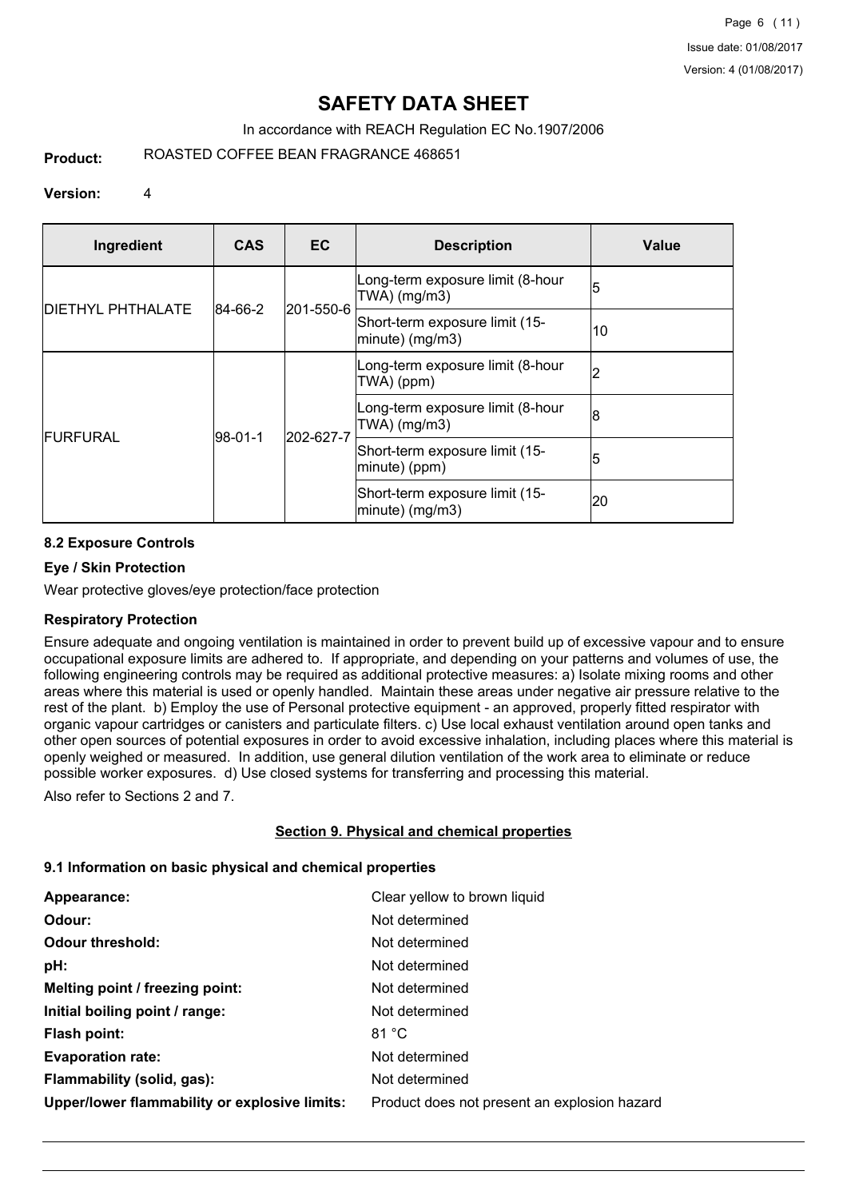# SAFETY DATA SHEET

In accordance with REACH Regulation EC No.1907/2006

**Product:** ROASTED COFFEE BEAN FRAGRANCE 468651

**Version:** 4

| Ingredient | CAS | EC | Description | Value |
|---|---|---|---|---|
| DIETHYL PHTHALATE | 84-66-2 | 201-550-6 | Long-term exposure limit (8-hour TWA) (mg/m3) | 5 |
| | | | Short-term exposure limit (15-minute) (mg/m3) | 10 |
| FURFURAL | 98-01-1 | 202-627-7 | Long-term exposure limit (8-hour TWA) (ppm) | 2 |
| | | | Long-term exposure limit (8-hour TWA) (mg/m3) | 8 |
| | | | Short-term exposure limit (15-minute) (ppm) | 5 |
| | | | Short-term exposure limit (15-minute) (mg/m3) | 20 |

### 8.2 Exposure Controls

#### Eye / Skin Protection

Wear protective gloves/eye protection/face protection

#### Respiratory Protection

Ensure adequate and ongoing ventilation is maintained in order to prevent build up of excessive vapour and to ensure occupational exposure limits are adhered to. If appropriate, and depending on your patterns and volumes of use, the following engineering controls may be required as additional protective measures: a) Isolate mixing rooms and other areas where this material is used or openly handled. Maintain these areas under negative air pressure relative to the rest of the plant. b) Employ the use of Personal protective equipment - an approved, properly fitted respirator with organic vapour cartridges or canisters and particulate filters. c) Use local exhaust ventilation around open tanks and other open sources of potential exposures in order to avoid excessive inhalation, including places where this material is openly weighed or measured. In addition, use general dilution ventilation of the work area to eliminate or reduce possible worker exposures. d) Use closed systems for transferring and processing this material.

Also refer to Sections 2 and 7.

## Section 9. Physical and chemical properties

### 9.1 Information on basic physical and chemical properties

**Appearance:** Clear yellow to brown liquid

**Odour:** Not determined

**Odour threshold:** Not determined

**pH:** Not determined

**Melting point / freezing point:** Not determined

**Initial boiling point / range:** Not determined

**Flash point:** 81 °C

**Evaporation rate:** Not determined

**Flammability (solid, gas):** Not determined

**Upper/lower flammability or explosive limits:** Product does not present an explosion hazard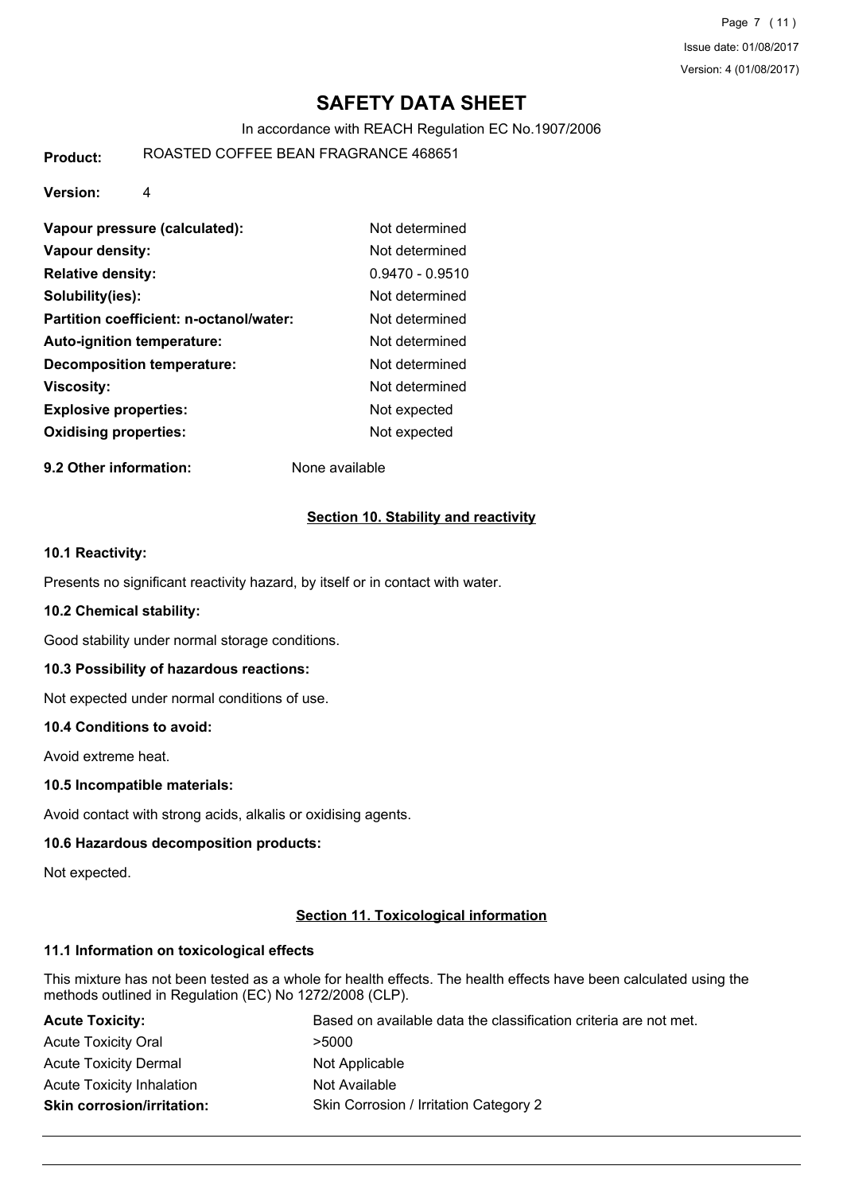| | |
|---|---|
| **Vapour pressure (calculated):** | Not determined |
| **Vapour density:** | Not determined |
| **Relative density:** | 0.9470 - 0.9510 |
| **Solubility(ies):** | Not determined |
| **Partition coefficient: n-octanol/water:** | Not determined |
| **Auto-ignition temperature:** | Not determined |
| **Decomposition temperature:** | Not determined |
| **Viscosity:** | Not determined |
| **Explosive properties:** | Not expected |
| **Oxidising properties:** | Not expected |

**9.2 Other information:** None available

## Section 10. Stability and reactivity

### 10.1 Reactivity:

Presents no significant reactivity hazard, by itself or in contact with water.

### 10.2 Chemical stability:

Good stability under normal storage conditions.

### 10.3 Possibility of hazardous reactions:

Not expected under normal conditions of use.

### 10.4 Conditions to avoid:

Avoid extreme heat.

### 10.5 Incompatible materials:

Avoid contact with strong acids, alkalis or oxidising agents.

### 10.6 Hazardous decomposition products:

Not expected.

## Section 11. Toxicological information

### 11.1 Information on toxicological effects

This mixture has not been tested as a whole for health effects. The health effects have been calculated using the methods outlined in Regulation (EC) No 1272/2008 (CLP).

| | |
|---|---|
| **Acute Toxicity:** | Based on available data the classification criteria are not met. |
| Acute Toxicity Oral | >5000 |
| Acute Toxicity Dermal | Not Applicable |
| Acute Toxicity Inhalation | Not Available |
| **Skin corrosion/irritation:** | Skin Corrosion / Irritation Category 2 |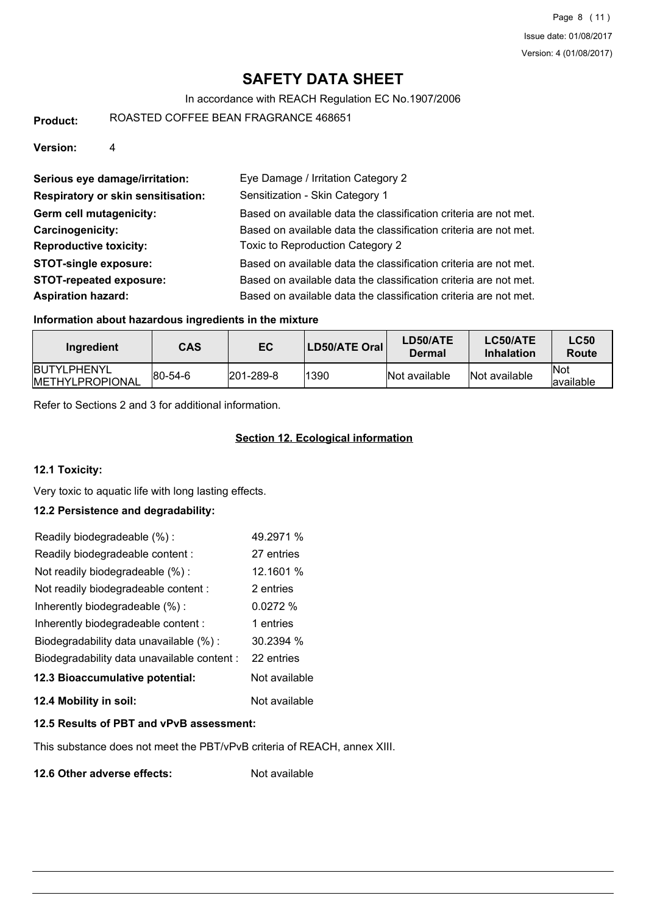# SAFETY DATA SHEET

In accordance with REACH Regulation EC No.1907/2006

**Product:** ROASTED COFFEE BEAN FRAGRANCE 468651

**Version:** 4

**Serious eye damage/irritation:** Eye Damage / Irritation Category 2

**Respiratory or skin sensitisation:** Sensitization - Skin Category 1

**Germ cell mutagenicity:** Based on available data the classification criteria are not met.

**Carcinogenicity:** Based on available data the classification criteria are not met.

**Reproductive toxicity:** Toxic to Reproduction Category 2

**STOT-single exposure:** Based on available data the classification criteria are not met.

**STOT-repeated exposure:** Based on available data the classification criteria are not met.

**Aspiration hazard:** Based on available data the classification criteria are not met.

### Information about hazardous ingredients in the mixture

| Ingredient | CAS | EC | LD50/ATE Oral | LD50/ATE Dermal | LC50/ATE Inhalation | LC50 Route |
|---|---|---|---|---|---|---|
| BUTYLPHENYL METHYLPROPIONAL | 80-54-6 | 201-289-8 | 1390 | Not available | Not available | Not available |

Refer to Sections 2 and 3 for additional information.

## Section 12. Ecological information

### 12.1 Toxicity:

Very toxic to aquatic life with long lasting effects.

### 12.2 Persistence and degradability:

| | |
|---|---|
| Readily biodegradeable (%) : | 49.2971 % |
| Readily biodegradeable content : | 27 entries |
| Not readily biodegradeable (%) : | 12.1601 % |
| Not readily biodegradeable content : | 2 entries |
| Inherently biodegradeable (%) : | 0.0272 % |
| Inherently biodegradeable content : | 1 entries |
| Biodegradability data unavailable (%) : | 30.2394 % |
| Biodegradability data unavailable content : | 22 entries |

**12.3 Bioaccumulative potential:** Not available

**12.4 Mobility in soil:** Not available

### 12.5 Results of PBT and vPvB assessment:

This substance does not meet the PBT/vPvB criteria of REACH, annex XIII.

**12.6 Other adverse effects:** Not available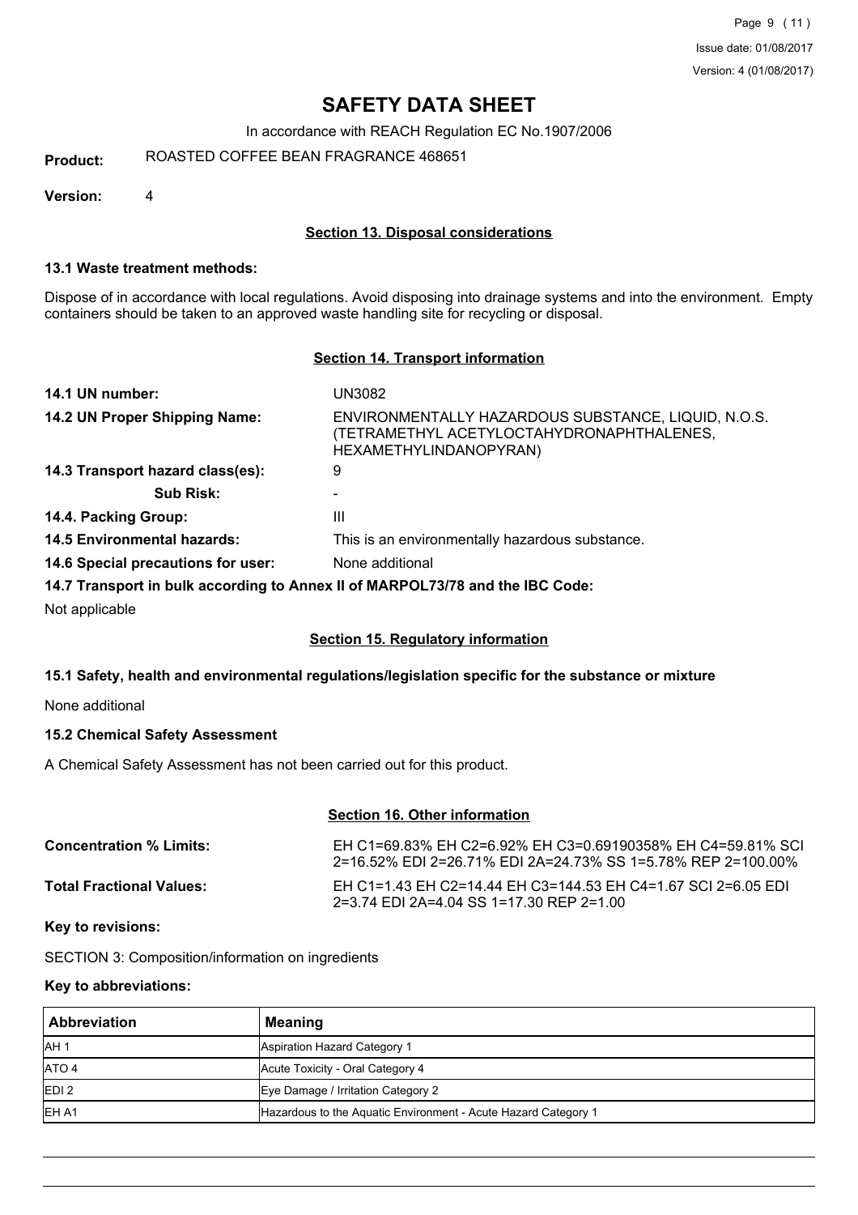# SAFETY DATA SHEET

In accordance with REACH Regulation EC No.1907/2006

**Product:** ROASTED COFFEE BEAN FRAGRANCE 468651

**Version:** 4

## Section 13. Disposal considerations

### 13.1 Waste treatment methods:

Dispose of in accordance with local regulations. Avoid disposing into drainage systems and into the environment. Empty containers should be taken to an approved waste handling site for recycling or disposal.

## Section 14. Transport information

| | |
|---|---|
| **14.1 UN number:** | UN3082 |
| **14.2 UN Proper Shipping Name:** | ENVIRONMENTALLY HAZARDOUS SUBSTANCE, LIQUID, N.O.S. (TETRAMETHYL ACETYLOCTAHYDRONAPHTHALENES, HEXAMETHYLINDANOPYRAN) |
| **14.3 Transport hazard class(es):** | 9 |
| **Sub Risk:** | - |
| **14.4. Packing Group:** | III |
| **14.5 Environmental hazards:** | This is an environmentally hazardous substance. |
| **14.6 Special precautions for user:** | None additional |

**14.7 Transport in bulk according to Annex II of MARPOL73/78 and the IBC Code:**

Not applicable

## Section 15. Regulatory information

### 15.1 Safety, health and environmental regulations/legislation specific for the substance or mixture

None additional

### 15.2 Chemical Safety Assessment

A Chemical Safety Assessment has not been carried out for this product.

## Section 16. Other information

| | |
|---|---|
| **Concentration % Limits:** | EH C1=69.83% EH C2=6.92% EH C3=0.69190358% EH C4=59.81% SCI 2=16.52% EDI 2=26.71% EDI 2A=24.73% SS 1=5.78% REP 2=100.00% |
| **Total Fractional Values:** | EH C1=1.43 EH C2=14.44 EH C3=144.53 EH C4=1.67 SCI 2=6.05 EDI 2=3.74 EDI 2A=4.04 SS 1=17.30 REP 2=1.00 |

**Key to revisions:**

SECTION 3: Composition/information on ingredients

**Key to abbreviations:**

| Abbreviation | Meaning |
|---|---|
| AH 1 | Aspiration Hazard Category 1 |
| ATO 4 | Acute Toxicity - Oral Category 4 |
| EDI 2 | Eye Damage / Irritation Category 2 |
| EH A1 | Hazardous to the Aquatic Environment - Acute Hazard Category 1 |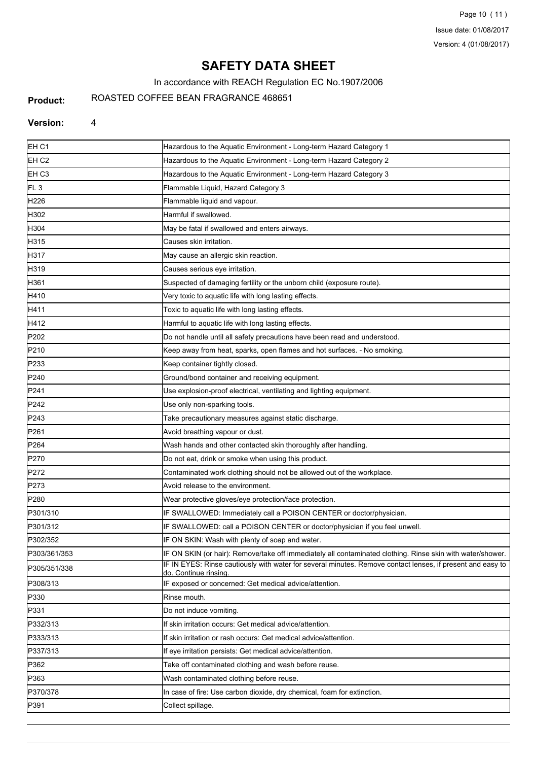# SAFETY DATA SHEET

In accordance with REACH Regulation EC No.1907/2006

**Product:** ROASTED COFFEE BEAN FRAGRANCE 468651

**Version:** 4

| | |
|---|---|
| EH C1 | Hazardous to the Aquatic Environment - Long-term Hazard Category 1 |
| EH C2 | Hazardous to the Aquatic Environment - Long-term Hazard Category 2 |
| EH C3 | Hazardous to the Aquatic Environment - Long-term Hazard Category 3 |
| FL 3 | Flammable Liquid, Hazard Category 3 |
| H226 | Flammable liquid and vapour. |
| H302 | Harmful if swallowed. |
| H304 | May be fatal if swallowed and enters airways. |
| H315 | Causes skin irritation. |
| H317 | May cause an allergic skin reaction. |
| H319 | Causes serious eye irritation. |
| H361 | Suspected of damaging fertility or the unborn child (exposure route). |
| H410 | Very toxic to aquatic life with long lasting effects. |
| H411 | Toxic to aquatic life with long lasting effects. |
| H412 | Harmful to aquatic life with long lasting effects. |
| P202 | Do not handle until all safety precautions have been read and understood. |
| P210 | Keep away from heat, sparks, open flames and hot surfaces. - No smoking. |
| P233 | Keep container tightly closed. |
| P240 | Ground/bond container and receiving equipment. |
| P241 | Use explosion-proof electrical, ventilating and lighting equipment. |
| P242 | Use only non-sparking tools. |
| P243 | Take precautionary measures against static discharge. |
| P261 | Avoid breathing vapour or dust. |
| P264 | Wash hands and other contacted skin thoroughly after handling. |
| P270 | Do not eat, drink or smoke when using this product. |
| P272 | Contaminated work clothing should not be allowed out of the workplace. |
| P273 | Avoid release to the environment. |
| P280 | Wear protective gloves/eye protection/face protection. |
| P301/310 | IF SWALLOWED: Immediately call a POISON CENTER or doctor/physician. |
| P301/312 | IF SWALLOWED: call a POISON CENTER or doctor/physician if you feel unwell. |
| P302/352 | IF ON SKIN: Wash with plenty of soap and water. |
| P303/361/353 | IF ON SKIN (or hair): Remove/take off immediately all contaminated clothing. Rinse skin with water/shower. |
| P305/351/338 | IF IN EYES: Rinse cautiously with water for several minutes. Remove contact lenses, if present and easy to do. Continue rinsing. |
| P308/313 | IF exposed or concerned: Get medical advice/attention. |
| P330 | Rinse mouth. |
| P331 | Do not induce vomiting. |
| P332/313 | If skin irritation occurs: Get medical advice/attention. |
| P333/313 | If skin irritation or rash occurs: Get medical advice/attention. |
| P337/313 | If eye irritation persists: Get medical advice/attention. |
| P362 | Take off contaminated clothing and wash before reuse. |
| P363 | Wash contaminated clothing before reuse. |
| P370/378 | In case of fire: Use carbon dioxide, dry chemical, foam for extinction. |
| P391 | Collect spillage. |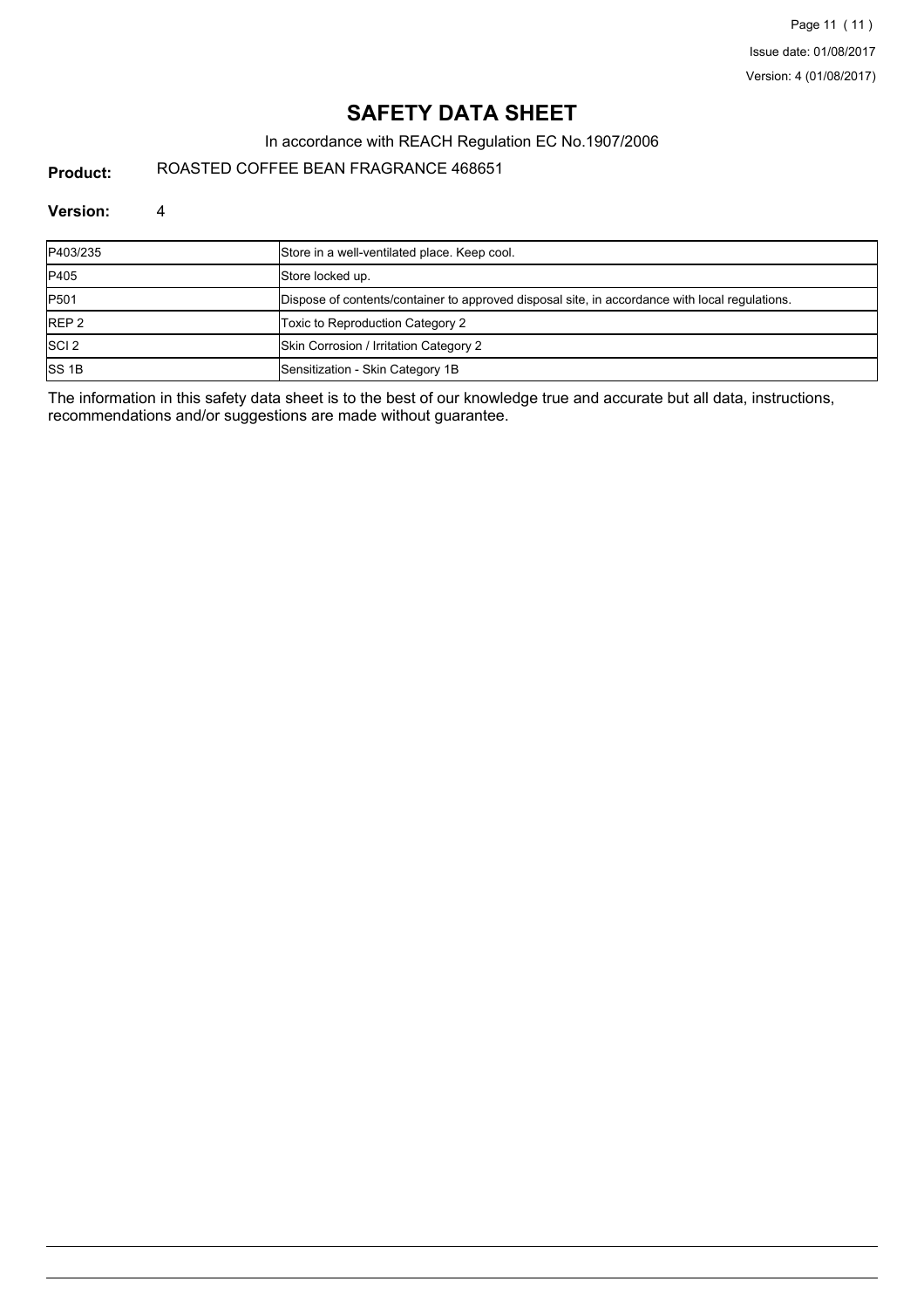# SAFETY DATA SHEET

In accordance with REACH Regulation EC No.1907/2006

**Product:** ROASTED COFFEE BEAN FRAGRANCE 468651

**Version:** 4

| | |
|---|---|
| P403/235 | Store in a well-ventilated place. Keep cool. |
| P405 | Store locked up. |
| P501 | Dispose of contents/container to approved disposal site, in accordance with local regulations. |
| REP 2 | Toxic to Reproduction Category 2 |
| SCI 2 | Skin Corrosion / Irritation Category 2 |
| SS 1B | Sensitization - Skin Category 1B |

The information in this safety data sheet is to the best of our knowledge true and accurate but all data, instructions, recommendations and/or suggestions are made without guarantee.